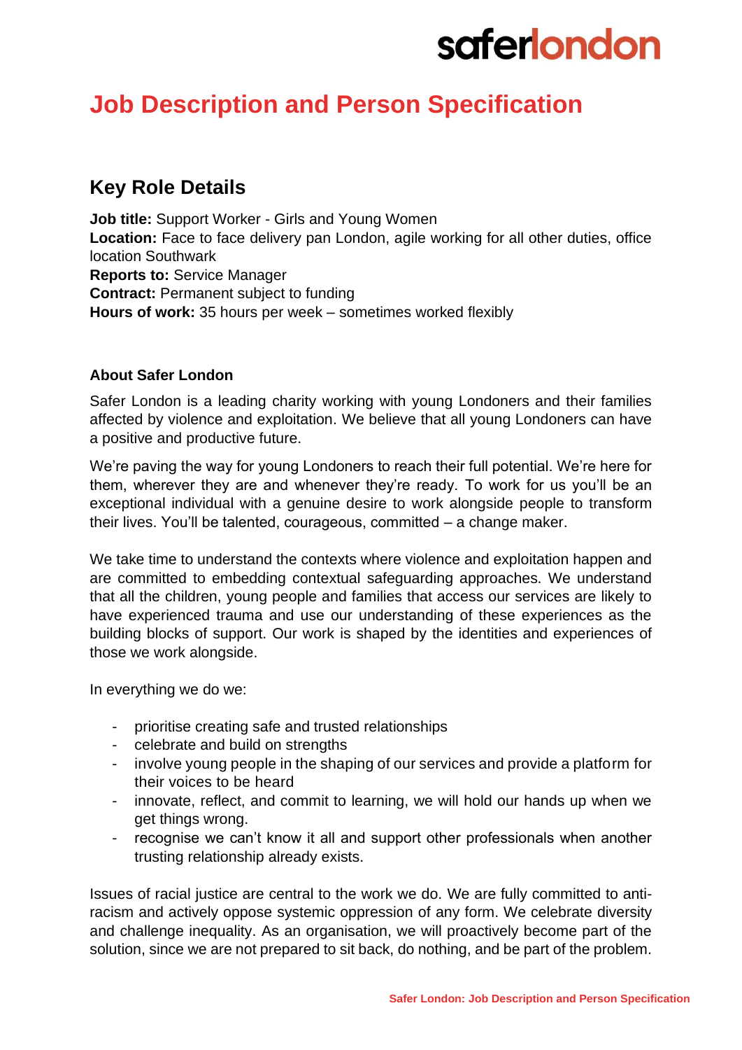saferlondon

# Job Description and Person Specification

## Key Role Details

**Job title:** Support Worker - Girls and Young Women
**Location:** Face to face delivery pan London, agile working for all other duties, office location Southwark
**Reports to:** Service Manager
**Contract:** Permanent subject to funding
**Hours of work:** 35 hours per week – sometimes worked flexibly

**About Safer London**

Safer London is a leading charity working with young Londoners and their families affected by violence and exploitation. We believe that all young Londoners can have a positive and productive future.

We're paving the way for young Londoners to reach their full potential. We're here for them, wherever they are and whenever they're ready. To work for us you'll be an exceptional individual with a genuine desire to work alongside people to transform their lives. You'll be talented, courageous, committed – a change maker.

We take time to understand the contexts where violence and exploitation happen and are committed to embedding contextual safeguarding approaches. We understand that all the children, young people and families that access our services are likely to have experienced trauma and use our understanding of these experiences as the building blocks of support. Our work is shaped by the identities and experiences of those we work alongside.

In everything we do we:

- prioritise creating safe and trusted relationships
- celebrate and build on strengths
- involve young people in the shaping of our services and provide a platform for their voices to be heard
- innovate, reflect, and commit to learning, we will hold our hands up when we get things wrong.
- recognise we can't know it all and support other professionals when another trusting relationship already exists.

Issues of racial justice are central to the work we do. We are fully committed to anti-racism and actively oppose systemic oppression of any form. We celebrate diversity and challenge inequality. As an organisation, we will proactively become part of the solution, since we are not prepared to sit back, do nothing, and be part of the problem.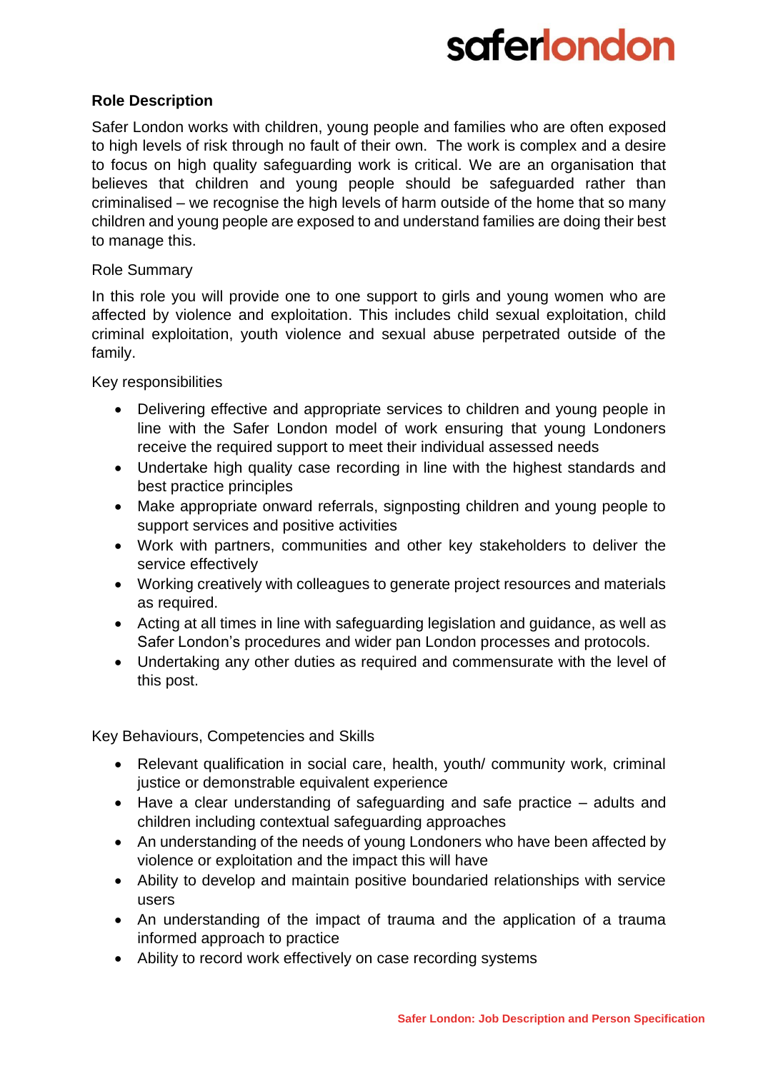**Role Description**

Safer London works with children, young people and families who are often exposed to high levels of risk through no fault of their own. The work is complex and a desire to focus on high quality safeguarding work is critical. We are an organisation that believes that children and young people should be safeguarded rather than criminalised – we recognise the high levels of harm outside of the home that so many children and young people are exposed to and understand families are doing their best to manage this.

Role Summary

In this role you will provide one to one support to girls and young women who are affected by violence and exploitation. This includes child sexual exploitation, child criminal exploitation, youth violence and sexual abuse perpetrated outside of the family.

Key responsibilities

- Delivering effective and appropriate services to children and young people in line with the Safer London model of work ensuring that young Londoners receive the required support to meet their individual assessed needs
- Undertake high quality case recording in line with the highest standards and best practice principles
- Make appropriate onward referrals, signposting children and young people to support services and positive activities
- Work with partners, communities and other key stakeholders to deliver the service effectively
- Working creatively with colleagues to generate project resources and materials as required.
- Acting at all times in line with safeguarding legislation and guidance, as well as Safer London's procedures and wider pan London processes and protocols.
- Undertaking any other duties as required and commensurate with the level of this post.

Key Behaviours, Competencies and Skills

- Relevant qualification in social care, health, youth/ community work, criminal justice or demonstrable equivalent experience
- Have a clear understanding of safeguarding and safe practice – adults and children including contextual safeguarding approaches
- An understanding of the needs of young Londoners who have been affected by violence or exploitation and the impact this will have
- Ability to develop and maintain positive boundaried relationships with service users
- An understanding of the impact of trauma and the application of a trauma informed approach to practice
- Ability to record work effectively on case recording systems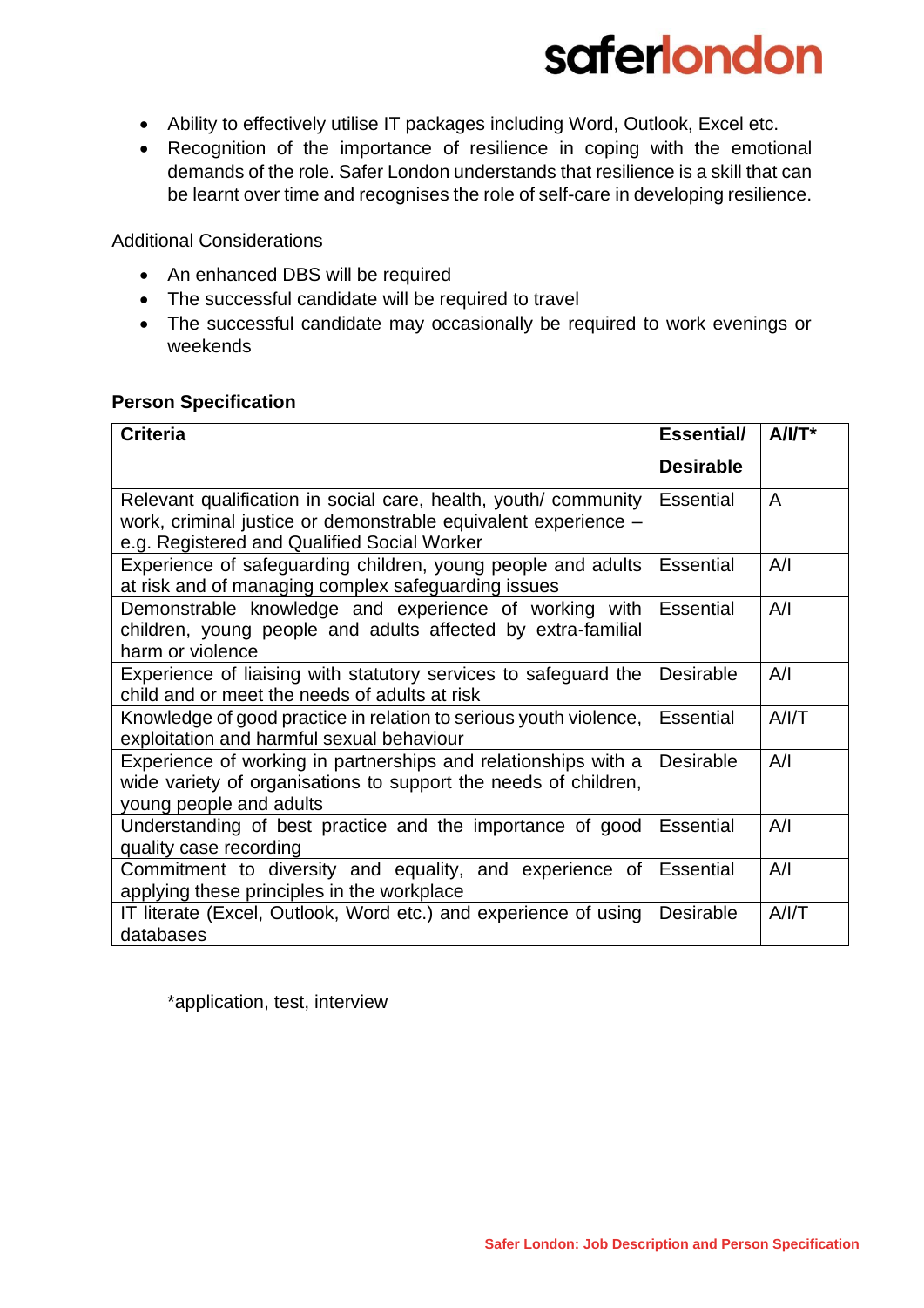- Ability to effectively utilise IT packages including Word, Outlook, Excel etc.
- Recognition of the importance of resilience in coping with the emotional demands of the role. Safer London understands that resilience is a skill that can be learnt over time and recognises the role of self-care in developing resilience.

Additional Considerations

- An enhanced DBS will be required
- The successful candidate will be required to travel
- The successful candidate may occasionally be required to work evenings or weekends

**Person Specification**

| **Criteria** | **Essential/ Desirable** | **A/I/T*** |
|---|---|---|
| Relevant qualification in social care, health, youth/ community work, criminal justice or demonstrable equivalent experience – e.g. Registered and Qualified Social Worker | Essential | A |
| Experience of safeguarding children, young people and adults at risk and of managing complex safeguarding issues | Essential | A/I |
| Demonstrable knowledge and experience of working with children, young people and adults affected by extra-familial harm or violence | Essential | A/I |
| Experience of liaising with statutory services to safeguard the child and or meet the needs of adults at risk | Desirable | A/I |
| Knowledge of good practice in relation to serious youth violence, exploitation and harmful sexual behaviour | Essential | A/I/T |
| Experience of working in partnerships and relationships with a wide variety of organisations to support the needs of children, young people and adults | Desirable | A/I |
| Understanding of best practice and the importance of good quality case recording | Essential | A/I |
| Commitment to diversity and equality, and experience of applying these principles in the workplace | Essential | A/I |
| IT literate (Excel, Outlook, Word etc.) and experience of using databases | Desirable | A/I/T |

*application, test, interview